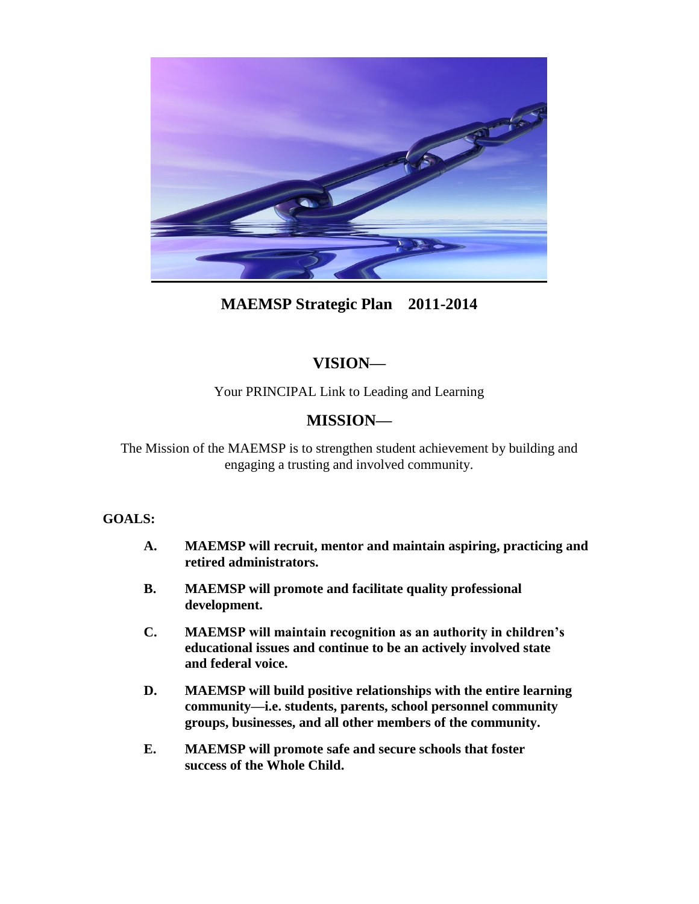# MAEMSP Strategic Plan 2011-2014

## VISION—

Your PRINCIPAL Link to Leading and Learning

## MISSION—

The Mission of the MAEMSP is to strengthen student achievement by building and engaging a trusting and involved community.

**GOALS:**

**A.** **MAEMSP will recruit, mentor and maintain aspiring, practicing and retired administrators.**

**B.** **MAEMSP will promote and facilitate quality professional development.**

**C.** **MAEMSP will maintain recognition as an authority in children's educational issues and continue to be an actively involved state and federal voice.**

**D.** **MAEMSP will build positive relationships with the entire learning community—i.e. students, parents, school personnel community groups, businesses, and all other members of the community.**

**E.** **MAEMSP will promote safe and secure schools that foster success of the Whole Child.**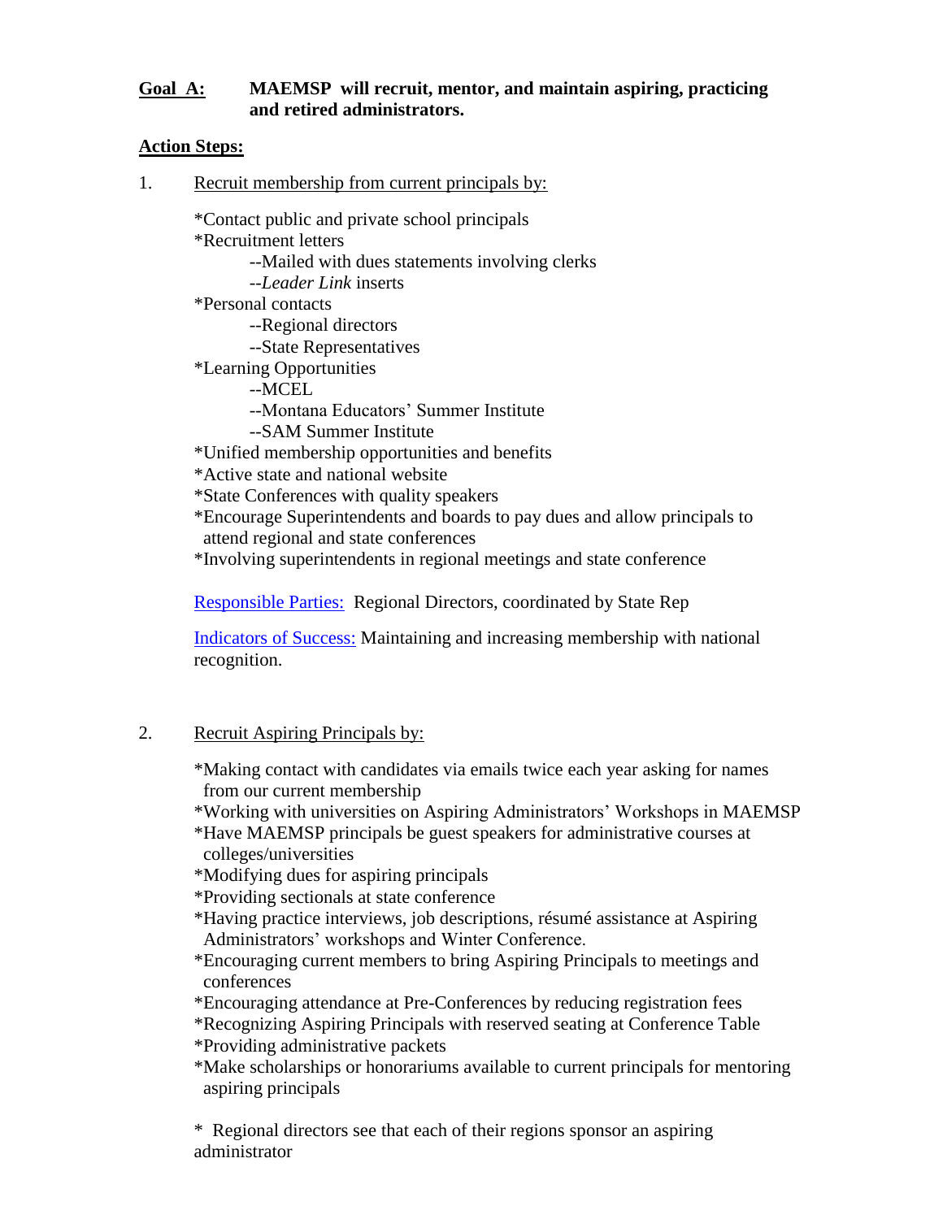**Goal A:** **MAEMSP will recruit, mentor, and maintain aspiring, practicing and retired administrators.**

**Action Steps:**

1. Recruit membership from current principals by:

   *Contact public and private school principals
   *Recruitment letters
   --Mailed with dues statements involving clerks
   --*Leader Link* inserts
   *Personal contacts
   --Regional directors
   --State Representatives
   *Learning Opportunities
   --MCEL
   --Montana Educators' Summer Institute
   --SAM Summer Institute
   *Unified membership opportunities and benefits
   *Active state and national website
   *State Conferences with quality speakers
   *Encourage Superintendents and boards to pay dues and allow principals to attend regional and state conferences
   *Involving superintendents in regional meetings and state conference

   Responsible Parties: Regional Directors, coordinated by State Rep

   Indicators of Success: Maintaining and increasing membership with national recognition.

2. Recruit Aspiring Principals by:

   *Making contact with candidates via emails twice each year asking for names from our current membership
   *Working with universities on Aspiring Administrators' Workshops in MAEMSP
   *Have MAEMSP principals be guest speakers for administrative courses at colleges/universities
   *Modifying dues for aspiring principals
   *Providing sectionals at state conference
   *Having practice interviews, job descriptions, résumé assistance at Aspiring Administrators' workshops and Winter Conference.
   *Encouraging current members to bring Aspiring Principals to meetings and conferences
   *Encouraging attendance at Pre-Conferences by reducing registration fees
   *Recognizing Aspiring Principals with reserved seating at Conference Table
   *Providing administrative packets
   *Make scholarships or honorariums available to current principals for mentoring aspiring principals

   * Regional directors see that each of their regions sponsor an aspiring administrator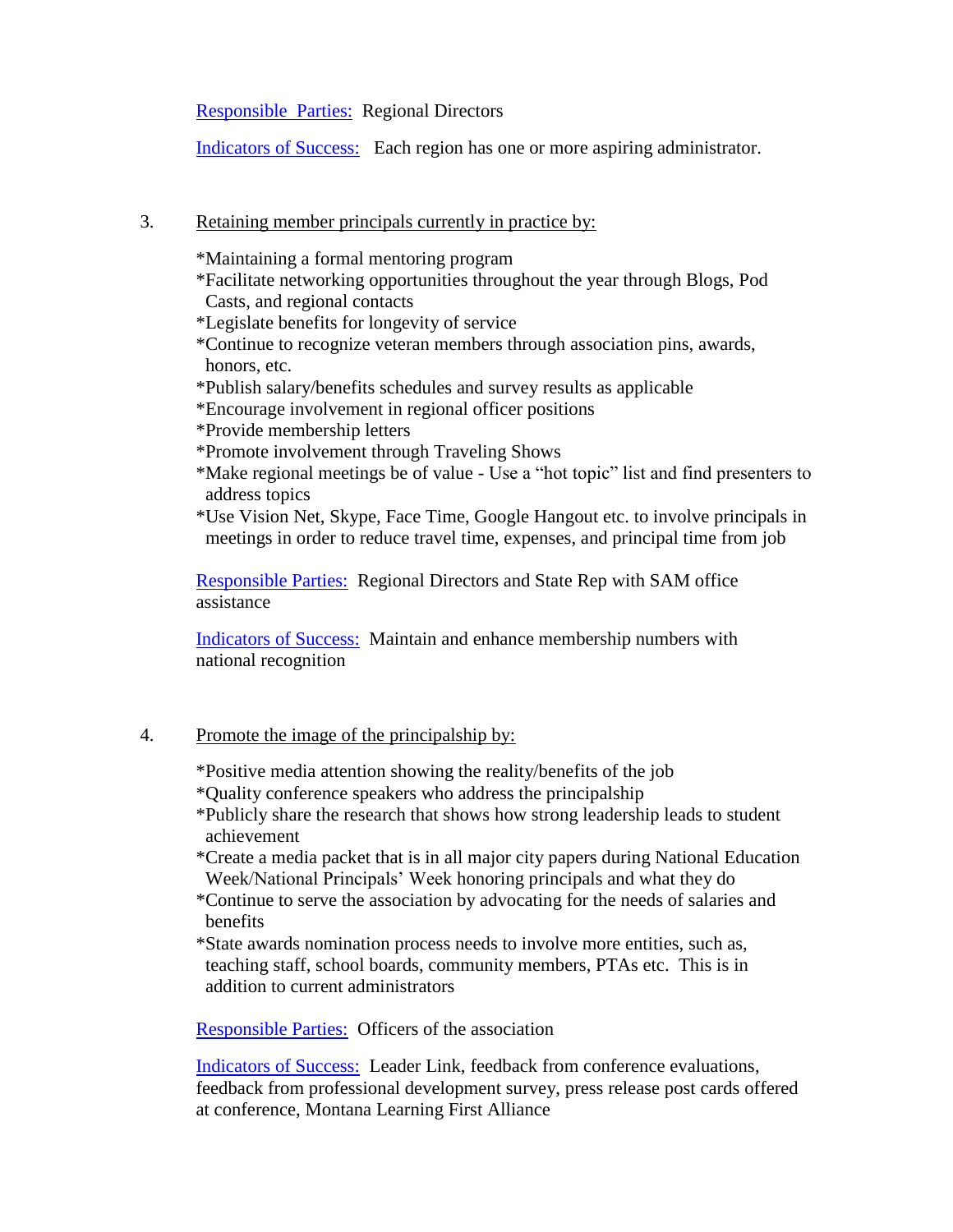Responsible Parties: Regional Directors

Indicators of Success: Each region has one or more aspiring administrator.

3. <u>Retaining member principals currently in practice by:</u>

*Maintaining a formal mentoring program
*Facilitate networking opportunities throughout the year through Blogs, Pod Casts, and regional contacts
*Legislate benefits for longevity of service
*Continue to recognize veteran members through association pins, awards, honors, etc.
*Publish salary/benefits schedules and survey results as applicable
*Encourage involvement in regional officer positions
*Provide membership letters
*Promote involvement through Traveling Shows
*Make regional meetings be of value - Use a "hot topic" list and find presenters to address topics
*Use Vision Net, Skype, Face Time, Google Hangout etc. to involve principals in meetings in order to reduce travel time, expenses, and principal time from job

Responsible Parties: Regional Directors and State Rep with SAM office assistance

Indicators of Success: Maintain and enhance membership numbers with national recognition

4. <u>Promote the image of the principalship by:</u>

*Positive media attention showing the reality/benefits of the job
*Quality conference speakers who address the principalship
*Publicly share the research that shows how strong leadership leads to student achievement
*Create a media packet that is in all major city papers during National Education Week/National Principals' Week honoring principals and what they do
*Continue to serve the association by advocating for the needs of salaries and benefits
*State awards nomination process needs to involve more entities, such as, teaching staff, school boards, community members, PTAs etc. This is in addition to current administrators

Responsible Parties: Officers of the association

Indicators of Success: Leader Link, feedback from conference evaluations, feedback from professional development survey, press release post cards offered at conference, Montana Learning First Alliance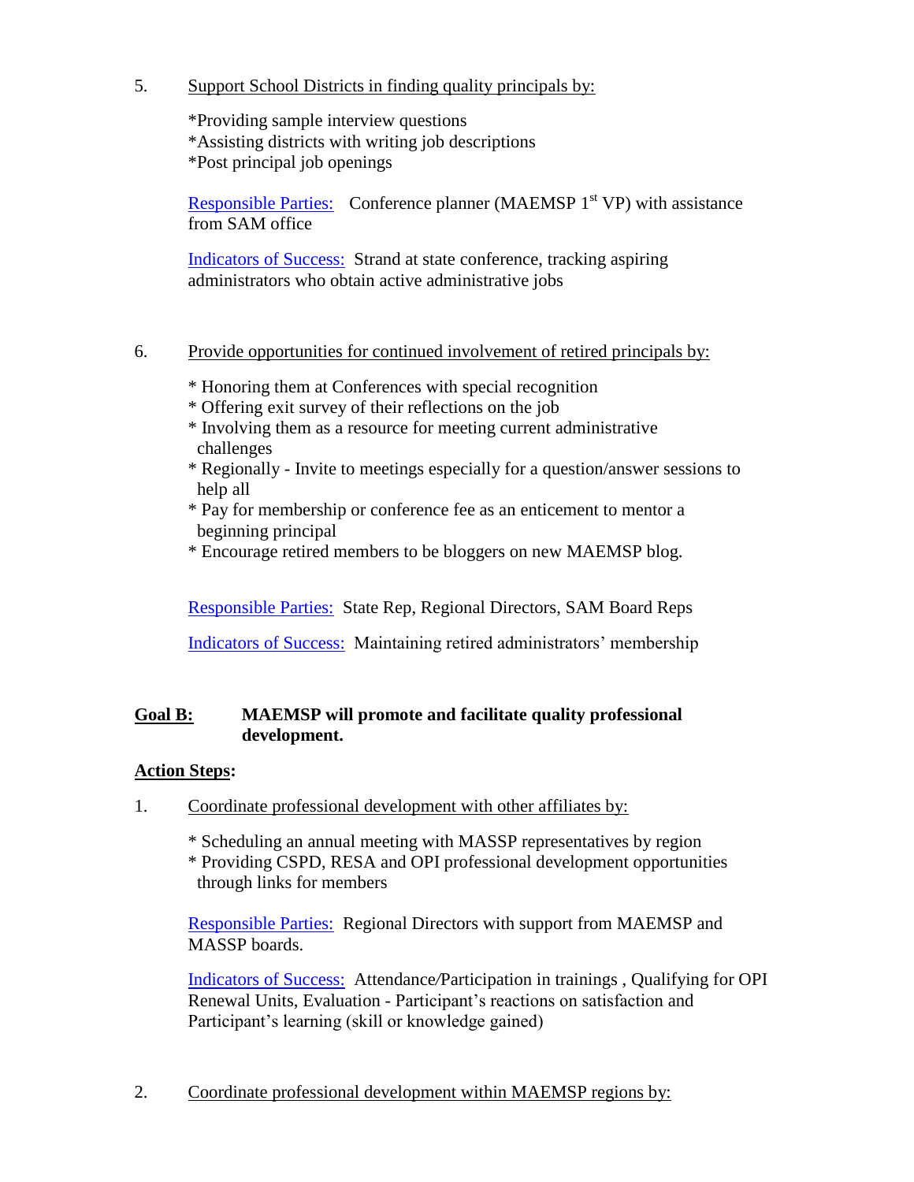5. <u>Support School Districts in finding quality principals by:</u>

   *Providing sample interview questions
   *Assisting districts with writing job descriptions
   *Post principal job openings

   Responsible Parties: Conference planner (MAEMSP 1st VP) with assistance from SAM office

   Indicators of Success: Strand at state conference, tracking aspiring administrators who obtain active administrative jobs

6. <u>Provide opportunities for continued involvement of retired principals by:</u>

   * Honoring them at Conferences with special recognition
   * Offering exit survey of their reflections on the job
   * Involving them as a resource for meeting current administrative challenges
   * Regionally - Invite to meetings especially for a question/answer sessions to help all
   * Pay for membership or conference fee as an enticement to mentor a beginning principal
   * Encourage retired members to be bloggers on new MAEMSP blog.

   Responsible Parties: State Rep, Regional Directors, SAM Board Reps

   Indicators of Success: Maintaining retired administrators' membership

**<u>Goal B:</u> MAEMSP will promote and facilitate quality professional development.**

**<u>Action Steps</u>:**

1. <u>Coordinate professional development with other affiliates by:</u>

   * Scheduling an annual meeting with MASSP representatives by region
   * Providing CSPD, RESA and OPI professional development opportunities through links for members

   Responsible Parties: Regional Directors with support from MAEMSP and MASSP boards.

   Indicators of Success: Attendance/Participation in trainings , Qualifying for OPI Renewal Units, Evaluation - Participant's reactions on satisfaction and Participant's learning (skill or knowledge gained)

2. <u>Coordinate professional development within MAEMSP regions by:</u>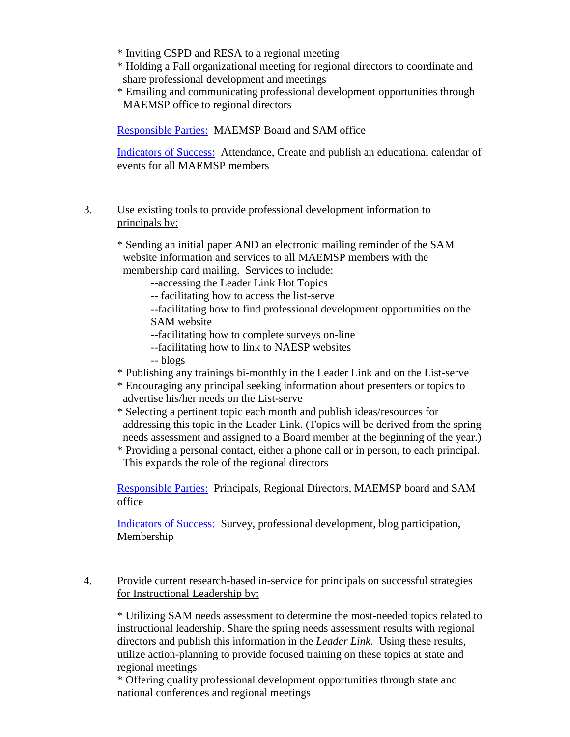* Inviting CSPD and RESA to a regional meeting
* Holding a Fall organizational meeting for regional directors to coordinate and share professional development and meetings
* Emailing and communicating professional development opportunities through MAEMSP office to regional directors

Responsible Parties: MAEMSP Board and SAM office

Indicators of Success: Attendance, Create and publish an educational calendar of events for all MAEMSP members

3. Use existing tools to provide professional development information to principals by:

   * Sending an initial paper AND an electronic mailing reminder of the SAM website information and services to all MAEMSP members with the membership card mailing. Services to include:
     --accessing the Leader Link Hot Topics
     -- facilitating how to access the list-serve
     --facilitating how to find professional development opportunities on the SAM website
     --facilitating how to complete surveys on-line
     --facilitating how to link to NAESP websites
     -- blogs
   * Publishing any trainings bi-monthly in the Leader Link and on the List-serve
   * Encouraging any principal seeking information about presenters or topics to advertise his/her needs on the List-serve
   * Selecting a pertinent topic each month and publish ideas/resources for addressing this topic in the Leader Link. (Topics will be derived from the spring needs assessment and assigned to a Board member at the beginning of the year.)
   * Providing a personal contact, either a phone call or in person, to each principal. This expands the role of the regional directors

   Responsible Parties: Principals, Regional Directors, MAEMSP board and SAM office

   Indicators of Success: Survey, professional development, blog participation, Membership

4. Provide current research-based in-service for principals on successful strategies for Instructional Leadership by:

   * Utilizing SAM needs assessment to determine the most-needed topics related to instructional leadership. Share the spring needs assessment results with regional directors and publish this information in the *Leader Link*. Using these results, utilize action-planning to provide focused training on these topics at state and regional meetings
   * Offering quality professional development opportunities through state and national conferences and regional meetings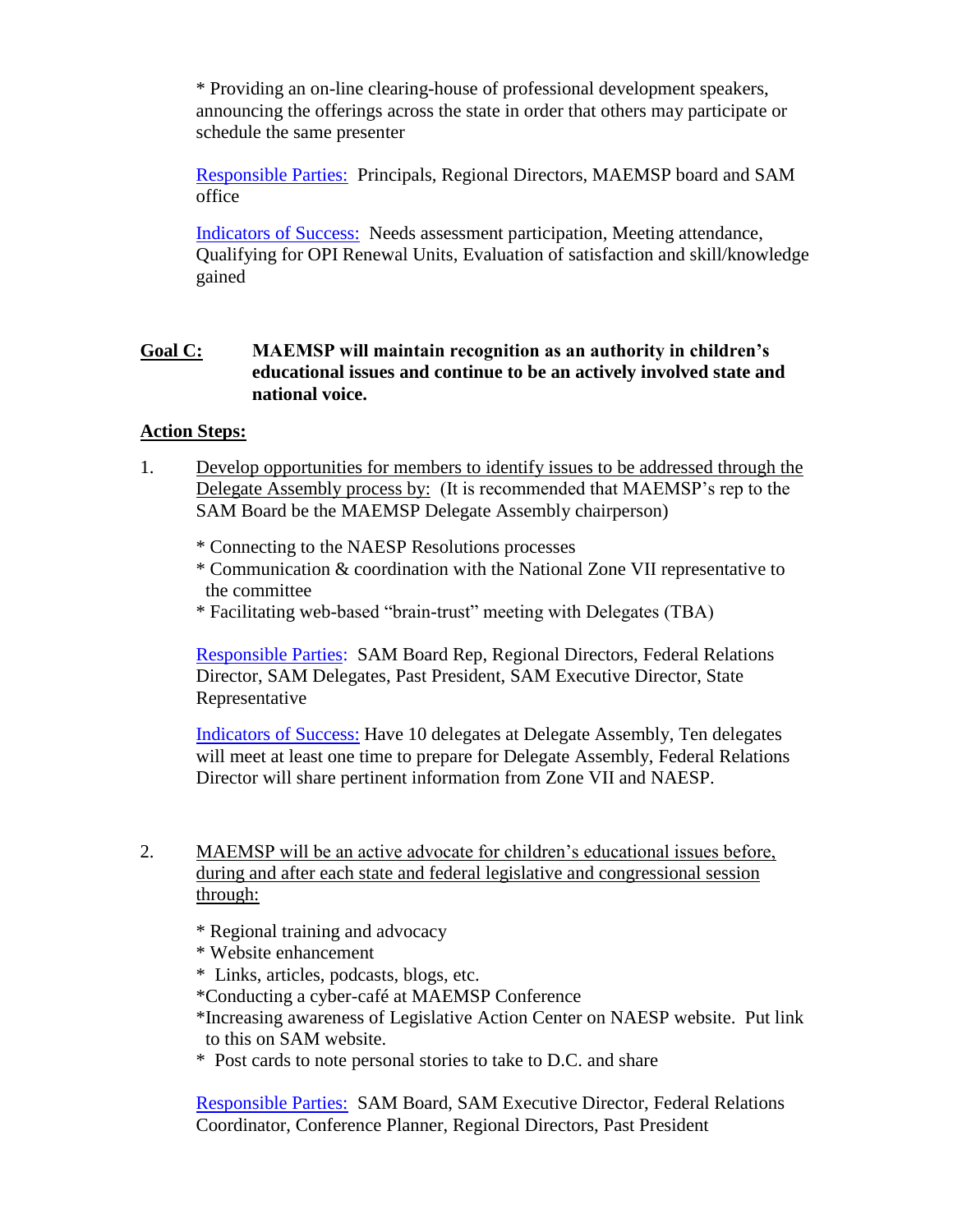* Providing an on-line clearing-house of professional development speakers, announcing the offerings across the state in order that others may participate or schedule the same presenter

Responsible Parties: Principals, Regional Directors, MAEMSP board and SAM office

Indicators of Success: Needs assessment participation, Meeting attendance, Qualifying for OPI Renewal Units, Evaluation of satisfaction and skill/knowledge gained

**Goal C: MAEMSP will maintain recognition as an authority in children's educational issues and continue to be an actively involved state and national voice.**

**Action Steps:**

1. Develop opportunities for members to identify issues to be addressed through the Delegate Assembly process by: (It is recommended that MAEMSP's rep to the SAM Board be the MAEMSP Delegate Assembly chairperson)

   * Connecting to the NAESP Resolutions processes
   * Communication & coordination with the National Zone VII representative to the committee
   * Facilitating web-based "brain-trust" meeting with Delegates (TBA)

   Responsible Parties: SAM Board Rep, Regional Directors, Federal Relations Director, SAM Delegates, Past President, SAM Executive Director, State Representative

   Indicators of Success: Have 10 delegates at Delegate Assembly, Ten delegates will meet at least one time to prepare for Delegate Assembly, Federal Relations Director will share pertinent information from Zone VII and NAESP.

2. MAEMSP will be an active advocate for children's educational issues before, during and after each state and federal legislative and congressional session through:

   * Regional training and advocacy
   * Website enhancement
   * Links, articles, podcasts, blogs, etc.
   *Conducting a cyber-café at MAEMSP Conference
   *Increasing awareness of Legislative Action Center on NAESP website. Put link to this on SAM website.
   * Post cards to note personal stories to take to D.C. and share

   Responsible Parties: SAM Board, SAM Executive Director, Federal Relations Coordinator, Conference Planner, Regional Directors, Past President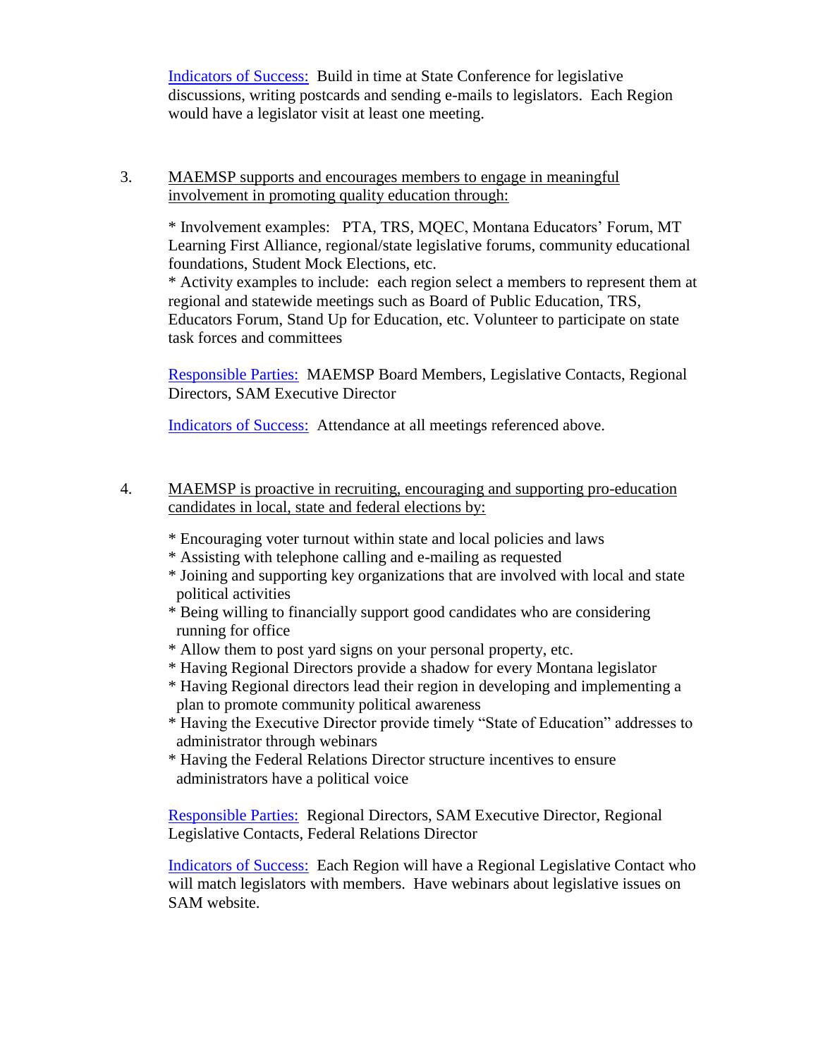Indicators of Success: Build in time at State Conference for legislative discussions, writing postcards and sending e-mails to legislators. Each Region would have a legislator visit at least one meeting.

3. <u>MAEMSP supports and encourages members to engage in meaningful involvement in promoting quality education through:</u>

   * Involvement examples: PTA, TRS, MQEC, Montana Educators' Forum, MT Learning First Alliance, regional/state legislative forums, community educational foundations, Student Mock Elections, etc.
   * Activity examples to include: each region select a members to represent them at regional and statewide meetings such as Board of Public Education, TRS, Educators Forum, Stand Up for Education, etc. Volunteer to participate on state task forces and committees

   Responsible Parties: MAEMSP Board Members, Legislative Contacts, Regional Directors, SAM Executive Director

   Indicators of Success: Attendance at all meetings referenced above.

4. <u>MAEMSP is proactive in recruiting, encouraging and supporting pro-education candidates in local, state and federal elections by:</u>

   * Encouraging voter turnout within state and local policies and laws
   * Assisting with telephone calling and e-mailing as requested
   * Joining and supporting key organizations that are involved with local and state political activities
   * Being willing to financially support good candidates who are considering running for office
   * Allow them to post yard signs on your personal property, etc.
   * Having Regional Directors provide a shadow for every Montana legislator
   * Having Regional directors lead their region in developing and implementing a plan to promote community political awareness
   * Having the Executive Director provide timely "State of Education" addresses to administrator through webinars
   * Having the Federal Relations Director structure incentives to ensure administrators have a political voice

   Responsible Parties: Regional Directors, SAM Executive Director, Regional Legislative Contacts, Federal Relations Director

   Indicators of Success: Each Region will have a Regional Legislative Contact who will match legislators with members. Have webinars about legislative issues on SAM website.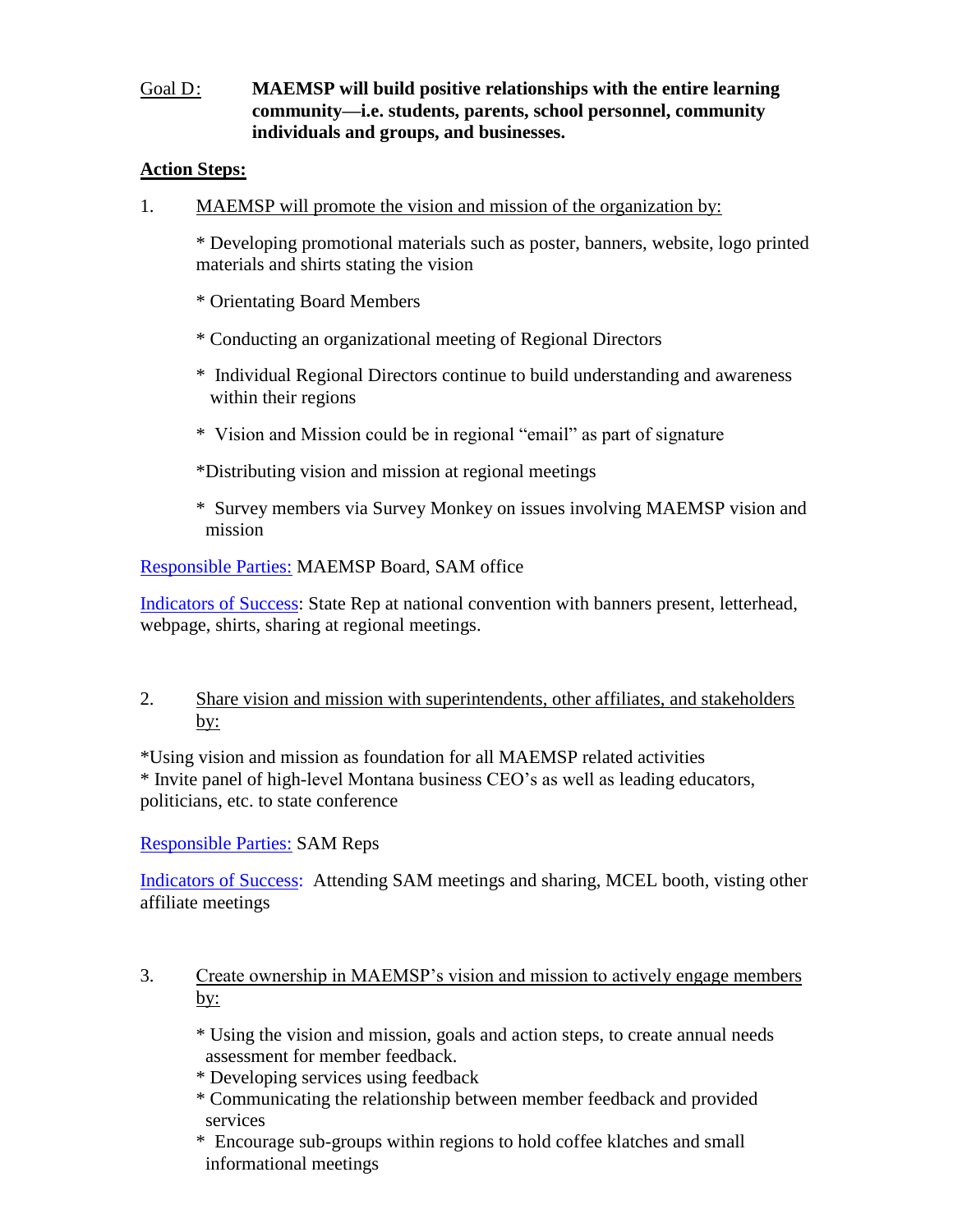Goal D: **MAEMSP will build positive relationships with the entire learning community—i.e. students, parents, school personnel, community individuals and groups, and businesses.**

**Action Steps:**

1. MAEMSP will promote the vision and mission of the organization by:

   * Developing promotional materials such as poster, banners, website, logo printed materials and shirts stating the vision

   * Orientating Board Members

   * Conducting an organizational meeting of Regional Directors

   * Individual Regional Directors continue to build understanding and awareness within their regions

   * Vision and Mission could be in regional "email" as part of signature

   * Distributing vision and mission at regional meetings

   * Survey members via Survey Monkey on issues involving MAEMSP vision and mission

Responsible Parties: MAEMSP Board, SAM office

Indicators of Success: State Rep at national convention with banners present, letterhead, webpage, shirts, sharing at regional meetings.

2. Share vision and mission with superintendents, other affiliates, and stakeholders by:

*Using vision and mission as foundation for all MAEMSP related activities
* Invite panel of high-level Montana business CEO's as well as leading educators, politicians, etc. to state conference

Responsible Parties: SAM Reps

Indicators of Success: Attending SAM meetings and sharing, MCEL booth, visting other affiliate meetings

3. Create ownership in MAEMSP's vision and mission to actively engage members by:

   * Using the vision and mission, goals and action steps, to create annual needs assessment for member feedback.
   * Developing services using feedback
   * Communicating the relationship between member feedback and provided services
   * Encourage sub-groups within regions to hold coffee klatches and small informational meetings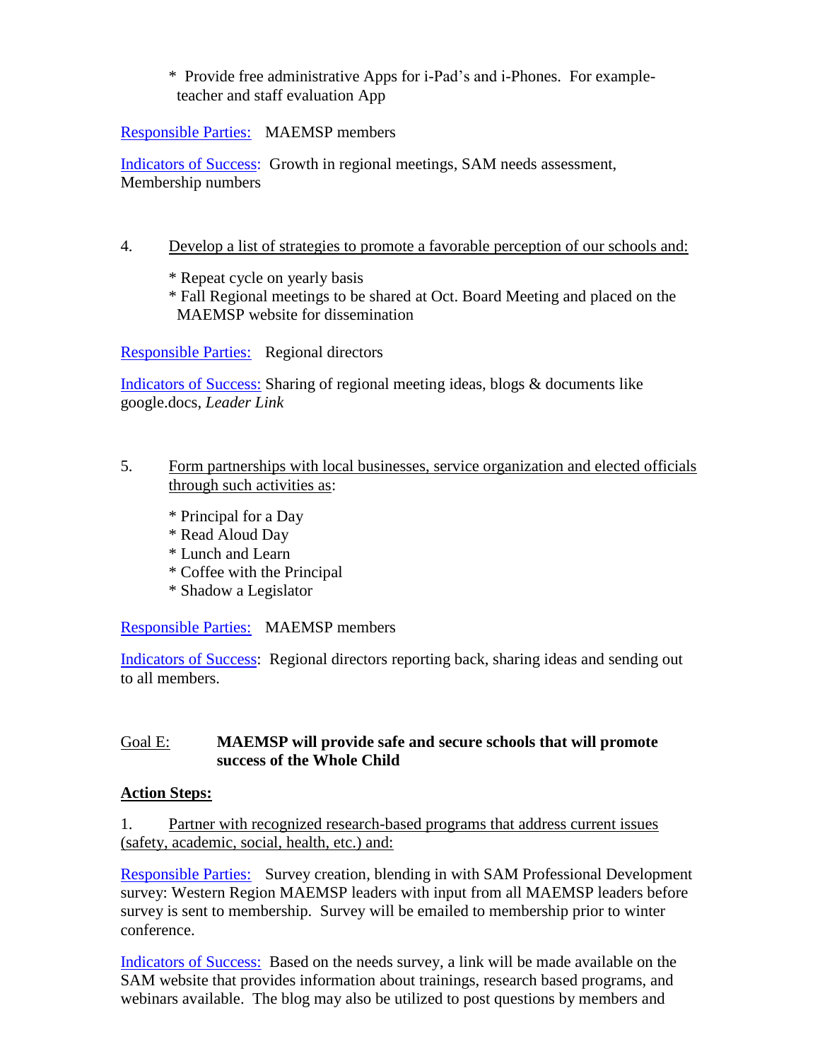* Provide free administrative Apps for i-Pad's and i-Phones. For example- teacher and staff evaluation App

Responsible Parties: MAEMSP members

Indicators of Success: Growth in regional meetings, SAM needs assessment, Membership numbers

4. Develop a list of strategies to promote a favorable perception of our schools and:

   * Repeat cycle on yearly basis
   * Fall Regional meetings to be shared at Oct. Board Meeting and placed on the MAEMSP website for dissemination

Responsible Parties: Regional directors

Indicators of Success: Sharing of regional meeting ideas, blogs & documents like google.docs, *Leader Link*

5. Form partnerships with local businesses, service organization and elected officials through such activities as:

   * Principal for a Day
   * Read Aloud Day
   * Lunch and Learn
   * Coffee with the Principal
   * Shadow a Legislator

Responsible Parties: MAEMSP members

Indicators of Success: Regional directors reporting back, sharing ideas and sending out to all members.

Goal E: **MAEMSP will provide safe and secure schools that will promote success of the Whole Child**

**Action Steps:**

1. Partner with recognized research-based programs that address current issues (safety, academic, social, health, etc.) and:

Responsible Parties: Survey creation, blending in with SAM Professional Development survey: Western Region MAEMSP leaders with input from all MAEMSP leaders before survey is sent to membership. Survey will be emailed to membership prior to winter conference.

Indicators of Success: Based on the needs survey, a link will be made available on the SAM website that provides information about trainings, research based programs, and webinars available. The blog may also be utilized to post questions by members and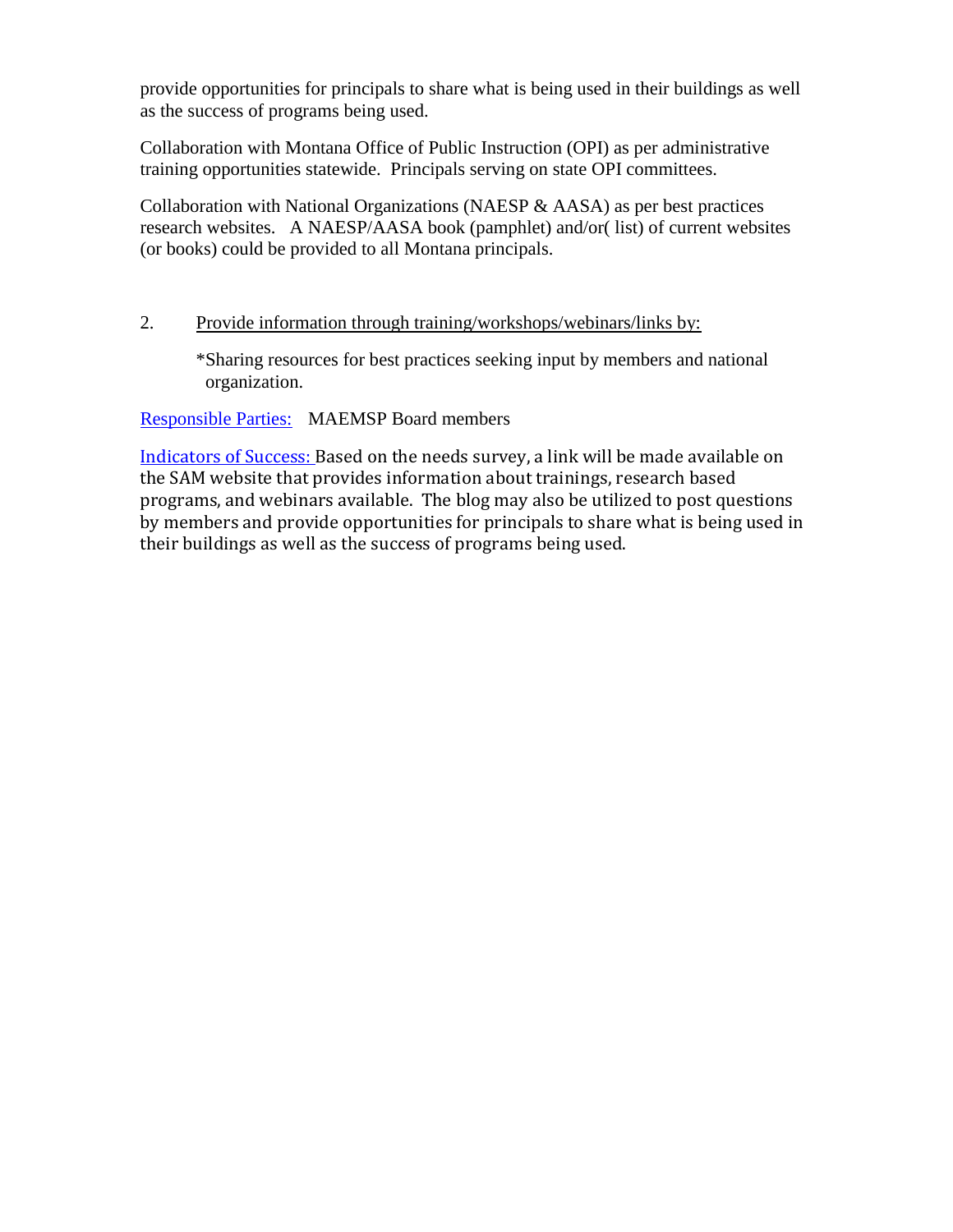provide opportunities for principals to share what is being used in their buildings as well as the success of programs being used.

Collaboration with Montana Office of Public Instruction (OPI) as per administrative training opportunities statewide. Principals serving on state OPI committees.

Collaboration with National Organizations (NAESP & AASA) as per best practices research websites. A NAESP/AASA book (pamphlet) and/or( list) of current websites (or books) could be provided to all Montana principals.

2. Provide information through training/workshops/webinars/links by:

   *Sharing resources for best practices seeking input by members and national organization.

Responsible Parties: MAEMSP Board members

Indicators of Success: Based on the needs survey, a link will be made available on the SAM website that provides information about trainings, research based programs, and webinars available. The blog may also be utilized to post questions by members and provide opportunities for principals to share what is being used in their buildings as well as the success of programs being used.